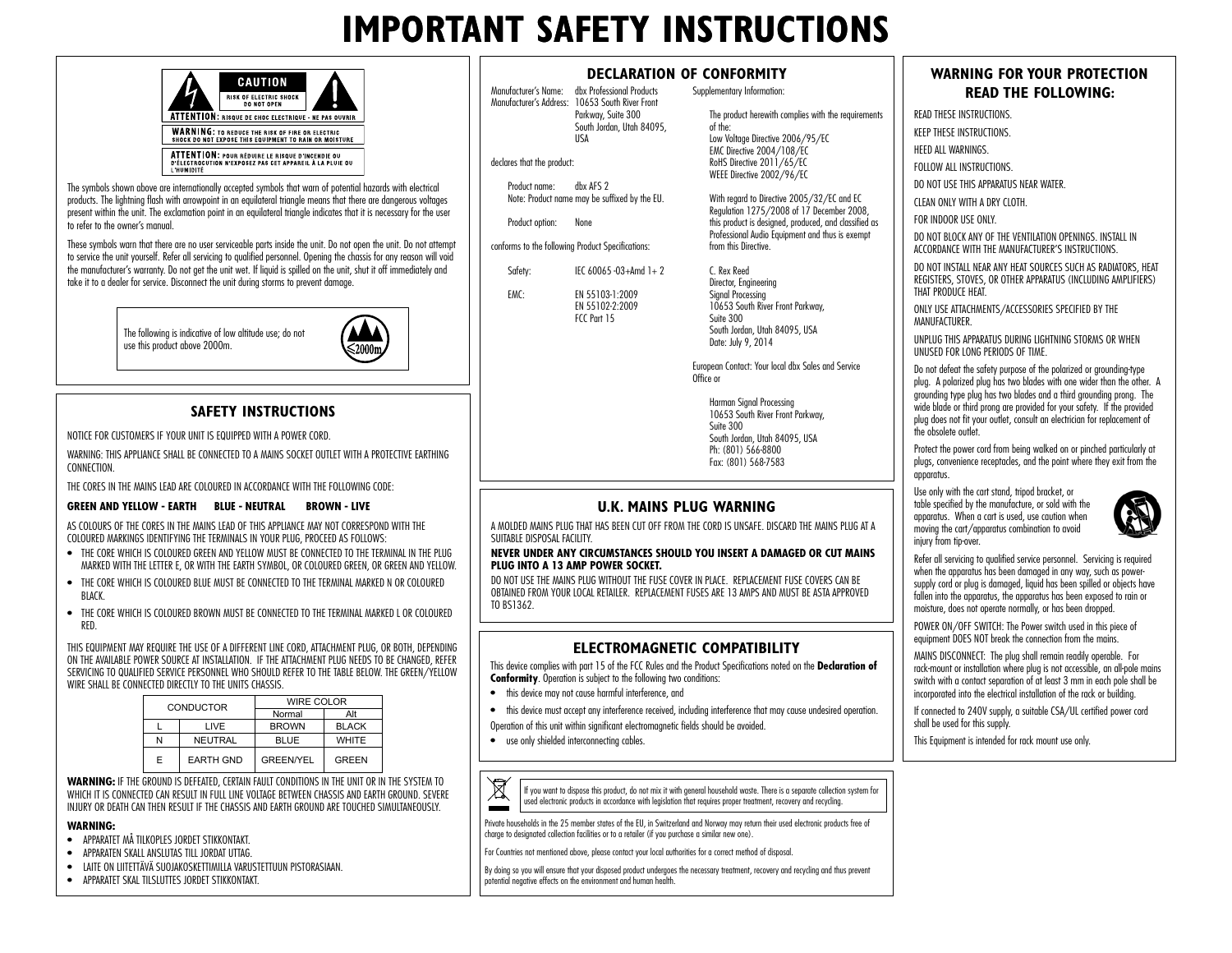# IMPORTANT SAFETY INSTRUCTIONS

**CAUTION**
RISK OF ELECTRIC SHOCK DO NOT OPEN

**ATTENTION:** RISQUE DE CHOC ELECTRIQUE - NE PAS OUVRIR

**WARNING:** TO REDUCE THE RISK OF FIRE OR ELECTRIC SHOCK DO NOT EXPOSE THIS EQUIPMENT TO RAIN OR MOISTURE

**ATTENTION:** POUR RÉDUIRE LE RISQUE D'INCENDIE OU D'ÉLECTROCUTION N'EXPOSEZ PAS CET APPAREIL À LA PLUIE OU L'HUMIDITÉ

The symbols shown above are internationally accepted symbols that warn of potential hazards with electrical products. The lightning flash with arrowpoint in an equilateral triangle means that there are dangerous voltages present within the unit. The exclamation point in an equilateral triangle indicates that it is necessary for the user to refer to the owner's manual.

These symbols warn that there are no user serviceable parts inside the unit. Do not open the unit. Do not attempt to service the unit yourself. Refer all servicing to qualified personnel. Opening the chassis for any reason will void the manufacturer's warranty. Do not get the unit wet. If liquid is spilled on the unit, shut it off immediately and take it to a dealer for service. Disconnect the unit during storms to prevent damage.

The following is indicative of low altitude use; do not use this product above 2000m.

≤2000m

## SAFETY INSTRUCTIONS

NOTICE FOR CUSTOMERS IF YOUR UNIT IS EQUIPPED WITH A POWER CORD.

WARNING: THIS APPLIANCE SHALL BE CONNECTED TO A MAINS SOCKET OUTLET WITH A PROTECTIVE EARTHING CONNECTION.

THE CORES IN THE MAINS LEAD ARE COLOURED IN ACCORDANCE WITH THE FOLLOWING CODE:

**GREEN AND YELLOW - EARTH BLUE - NEUTRAL BROWN - LIVE**

AS COLOURS OF THE CORES IN THE MAINS LEAD OF THIS APPLIANCE MAY NOT CORRESPOND WITH THE COLOURED MARKINGS IDENTIFYING THE TERMINALS IN YOUR PLUG, PROCEED AS FOLLOWS:

- THE CORE WHICH IS COLOURED GREEN AND YELLOW MUST BE CONNECTED TO THE TERMINAL IN THE PLUG MARKED WITH THE LETTER E, OR WITH THE EARTH SYMBOL, OR COLOURED GREEN, OR GREEN AND YELLOW.
- THE CORE WHICH IS COLOURED BLUE MUST BE CONNECTED TO THE TERMINAL MARKED N OR COLOURED BLACK.
- THE CORE WHICH IS COLOURED BROWN MUST BE CONNECTED TO THE TERMINAL MARKED L OR COLOURED RED.

THIS EQUIPMENT MAY REQUIRE THE USE OF A DIFFERENT LINE CORD, ATTACHMENT PLUG, OR BOTH, DEPENDING ON THE AVAILABLE POWER SOURCE AT INSTALLATION. IF THE ATTACHMENT PLUG NEEDS TO BE CHANGED, REFER SERVICING TO QUALIFIED SERVICE PERSONNEL WHO SHOULD REFER TO THE TABLE BELOW. THE GREEN/YELLOW WIRE SHALL BE CONNECTED DIRECTLY TO THE UNITS CHASSIS.

| CONDUCTOR | | WIRE COLOR | |
|---|---|---|---|
| | | Normal | Alt |
| L | LIVE | BROWN | BLACK |
| N | NEUTRAL | BLUE | WHITE |
| E | EARTH GND | GREEN/YEL | GREEN |

**WARNING:** IF THE GROUND IS DEFEATED, CERTAIN FAULT CONDITIONS IN THE UNIT OR IN THE SYSTEM TO WHICH IT IS CONNECTED CAN RESULT IN FULL LINE VOLTAGE BETWEEN CHASSIS AND EARTH GROUND. SEVERE INJURY OR DEATH CAN THEN RESULT IF THE CHASSIS AND EARTH GROUND ARE TOUCHED SIMULTANEOUSLY.

**WARNING:**

- APPARATET MÅ TILKOPLES JORDET STIKKONTAKT.
- APPARATEN SKALL ANSLUTAS TILL JORDAT UTTAG.
- LAITE ON LIITETTÄVÄ SUOJAKOSKETTIMILLA VARUSTETTUUN PISTORASIAAN.
- APPARATET SKAL TILSLUTTES JORDET STIKKONTAKT.

## DECLARATION OF CONFORMITY

Manufacturer's Name: dbx Professional Products
Manufacturer's Address: 10653 South River Front Parkway, Suite 300 South Jordan, Utah 84095, USA

declares that the product:

Product name: dbx AFS 2
Note: Product name may be suffixed by the EU.

Product option: None

conforms to the following Product Specifications:

Safety: IEC 60065 -03+Amd 1+ 2

EMC: EN 55103-1:2009
EN 55102-2:2009
FCC Part 15

Supplementary Information:

The product herewith complies with the requirements of the:
Low Voltage Directive 2006/95/EC
EMC Directive 2004/108/EC
RoHS Directive 2011/65/EC
WEEE Directive 2002/96/EC

With regard to Directive 2005/32/EC and EC Regulation 1275/2008 of 17 December 2008, this product is designed, produced, and classified as Professional Audio Equipment and thus is exempt from this Directive.

C. Rex Reed
Director, Engineering
Signal Processing
10653 South River Front Parkway,
Suite 300
South Jordan, Utah 84095, USA
Date: July 9, 2014

European Contact: Your local dbx Sales and Service Office or

Harman Signal Processing
10653 South River Front Parkway,
Suite 300
South Jordan, Utah 84095, USA
Ph: (801) 566-8800
Fax: (801) 568-7583

## U.K. MAINS PLUG WARNING

A MOLDED MAINS PLUG THAT HAS BEEN CUT OFF FROM THE CORD IS UNSAFE. DISCARD THE MAINS PLUG AT A SUITABLE DISPOSAL FACILITY.

**NEVER UNDER ANY CIRCUMSTANCES SHOULD YOU INSERT A DAMAGED OR CUT MAINS PLUG INTO A 13 AMP POWER SOCKET.**

DO NOT USE THE MAINS PLUG WITHOUT THE FUSE COVER IN PLACE. REPLACEMENT FUSE COVERS CAN BE OBTAINED FROM YOUR LOCAL RETAILER. REPLACEMENT FUSES ARE 13 AMPS AND MUST BE ASTA APPROVED TO BS1362.

## ELECTROMAGNETIC COMPATIBILITY

This device complies with part 15 of the FCC Rules and the Product Specifications noted on the **Declaration of Conformity**. Operation is subject to the following two conditions:

- this device may not cause harmful interference, and
- this device must accept any interference received, including interference that may cause undesired operation.

Operation of this unit within significant electromagnetic fields should be avoided.

- use only shielded interconnecting cables.

If you want to dispose this product, do not mix it with general household waste. There is a separate collection system for used electronic products in accordance with legislation that requires proper treatment, recovery and recycling.

Private households in the 25 member states of the EU, in Switzerland and Norway may return their used electronic products free of charge to designated collection facilities or to a retailer (if you purchase a similar new one).

For Countries not mentioned above, please contact your local authorities for a correct method of disposal.

By doing so you will ensure that your disposed product undergoes the necessary treatment, recovery and recycling and thus prevent potential negative effects on the environment and human health.

## WARNING FOR YOUR PROTECTION READ THE FOLLOWING:

READ THESE INSTRUCTIONS.

KEEP THESE INSTRUCTIONS.

HEED ALL WARNINGS.

FOLLOW ALL INSTRUCTIONS.

DO NOT USE THIS APPARATUS NEAR WATER.

CLEAN ONLY WITH A DRY CLOTH.

FOR INDOOR USE ONLY.

DO NOT BLOCK ANY OF THE VENTILATION OPENINGS. INSTALL IN ACCORDANCE WITH THE MANUFACTURER'S INSTRUCTIONS.

DO NOT INSTALL NEAR ANY HEAT SOURCES SUCH AS RADIATORS, HEAT REGISTERS, STOVES, OR OTHER APPARATUS (INCLUDING AMPLIFIERS) THAT PRODUCE HEAT.

ONLY USE ATTACHMENTS/ACCESSORIES SPECIFIED BY THE MANUFACTURER.

UNPLUG THIS APPARATUS DURING LIGHTNING STORMS OR WHEN UNUSED FOR LONG PERIODS OF TIME.

Do not defeat the safety purpose of the polarized or grounding-type plug. A polarized plug has two blades with one wider than the other. A grounding type plug has two blades and a third grounding prong. The wide blade or third prong are provided for your safety. If the provided plug does not fit your outlet, consult an electrician for replacement of the obsolete outlet.

Protect the power cord from being walked on or pinched particularly at plugs, convenience receptacles, and the point where they exit from the apparatus.

Use only with the cart stand, tripod bracket, or table specified by the manufacture, or sold with the apparatus. When a cart is used, use caution when moving the cart/apparatus combination to avoid injury from tip-over.

Refer all servicing to qualified service personnel. Servicing is required when the apparatus has been damaged in any way, such as power-supply cord or plug is damaged, liquid has been spilled or objects have fallen into the apparatus, the apparatus has been exposed to rain or moisture, does not operate normally, or has been dropped.

POWER ON/OFF SWITCH: The Power switch used in this piece of equipment DOES NOT break the connection from the mains.

MAINS DISCONNECT: The plug shall remain readily operable. For rack-mount or installation where plug is not accessible, an all-pole mains switch with a contact separation of at least 3 mm in each pole shall be incorporated into the electrical installation of the rack or building.

If connected to 240V supply, a suitable CSA/UL certified power cord shall be used for this supply.

This Equipment is intended for rack mount use only.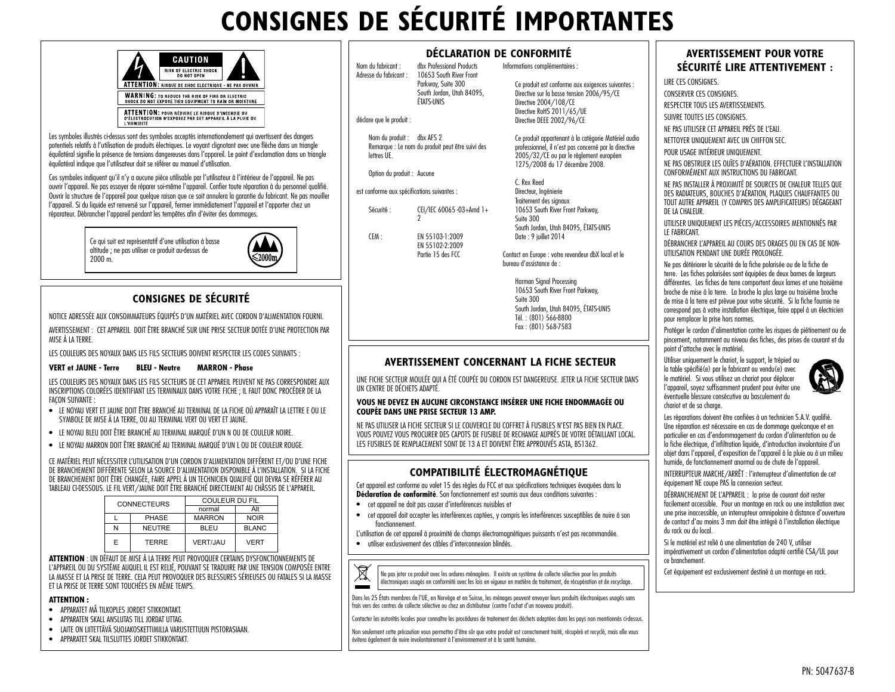# CONSIGNES DE SÉCURITÉ IMPORTANTES

CAUTION
RISK OF ELECTRIC SHOCK DO NOT OPEN

ATTENTION: RISQUE DE CHOC ELECTRIQUE - NE PAS OUVRIR

WARNING: TO REDUCE THE RISK OF FIRE OR ELECTRIC SHOCK DO NOT EXPOSE THIS EQUIPMENT TO RAIN OR MOISTURE

ATTENTION: POUR RÉDUIRE LE RISQUE D'INCENDIE OU D'ÉLECTROCUTION N'EXPOSEZ PAS CET APPAREIL À LA PLUIE OU L'HUMIDITÉ

Les symboles illustrés ci-dessus sont des symboles acceptés internationalement qui avertissent des dangers potentiels relatifs à l'utilisation de produits électriques. Le voyant clignotant avec une flèche dans un triangle équilatéral signifie la présence de tensions dangereuses dans l'appareil. Le point d'exclamation dans un triangle équilatéral indique que l'utilisateur doit se référer au manuel d'utilisation.

Ces symboles indiquent qu'il n'y a aucune pièce utilisable par l'utilisateur à l'intérieur de l'appareil. Ne pas ouvrir l'appareil. Ne pas essayer de réparer soi-même l'appareil. Confier toute réparation à du personnel qualifié. Ouvrir la structure de l'appareil pour quelque raison que ce soit annulera la garantie du fabricant. Ne pas mouiller l'appareil. Si du liquide est renversé sur l'appareil, fermer immédiatement l'appareil et l'apporter chez un réparateur. Débrancher l'appareil pendant les tempêtes afin d'éviter des dommages.

Ce qui suit est représentatif d'une utilisation à basse altitude ; ne pas utiliser ce produit au-dessus de 2000 m.

≤2000m

## CONSIGNES DE SÉCURITÉ

NOTICE ADRESSÉE AUX CONSOMMATEURS ÉQUIPÉS D'UN MATÉRIEL AVEC CORDON D'ALIMENTATION FOURNI.

AVERTISSEMENT : CET APPAREIL DOIT ÊTRE BRANCHÉ SUR UNE PRISE SECTEUR DOTÉE D'UNE PROTECTION PAR MISE À LA TERRE.

LES COULEURS DES NOYAUX DANS LES FILS SECTEURS DOIVENT RESPECTER LES CODES SUIVANTS :

**VERT et JAUNE - Terre BLEU - Neutre MARRON - Phase**

LES COULEURS DES NOYAUX DANS LES FILS SECTEURS DE CET APPAREIL PEUVENT NE PAS CORRESPONDRE AUX INSCRIPTIONS COLORÉES IDENTIFIANT LES TERMINAUX DANS VOTRE FICHE ; IL FAUT DONC PROCÉDER DE LA FAÇON SUIVANTE :

- LE NOYAU VERT ET JAUNE DOIT ÊTRE BRANCHÉ AU TERMINAL DE LA FICHE OÙ APPARAÎT LA LETTRE E OU LE SYMBOLE DE MISE À LA TERRE, OU AU TERMINAL VERT OU VERT ET JAUNE.
- LE NOYAU BLEU DOIT ÊTRE BRANCHÉ AU TERMINAL MARQUÉ D'UN N OU DE COULEUR NOIRE.
- LE NOYAU MARRON DOIT ÊTRE BRANCHÉ AU TERMINAL MARQUÉ D'UN L OU DE COULEUR ROUGE.

CE MATÉRIEL PEUT NÉCESSITER L'UTILISATION D'UN CORDON D'ALIMENTATION DIFFÉRENT ET/OU D'UNE FICHE DE BRANCHEMENT DIFFÉRENTE SELON LA SOURCE D'ALIMENTATION DISPONIBLE À L'INSTALLATION. SI LA FICHE DE BRANCHEMENT DOIT ÊTRE CHANGÉE, FAIRE APPEL À UN TECHNICIEN QUALIFIÉ QUI DEVRA SE RÉFÉRER AU TABLEAU CI-DESSOUS. LE FIL VERT/JAUNE DOIT ÊTRE BRANCHÉ DIRECTEMENT AU CHÂSSIS DE L'APPAREIL.

| CONNECTEURS | | COULEUR DU FIL | |
|---|---|---|---|
| | | normal | Alt |
| L | PHASE | MARRON | NOIR |
| N | NEUTRE | BLEU | BLANC |
| E | TERRE | VERT/JAU | VERT |

**ATTENTION** : UN DÉFAUT DE MISE À LA TERRE PEUT PROVOQUER CERTAINS DYSFONCTIONNEMENTS DE L'APPAREIL OU DU SYSTÈME AUQUEL IL EST RELIÉ, POUVANT SE TRADUIRE PAR UNE TENSION COMPOSÉE ENTRE LA MASSE ET LA PRISE DE TERRE. CELA PEUT PROVOQUER DES BLESSURES SÉRIEUSES OU FATALES SI LA MASSE ET LA PRISE DE TERRE SONT TOUCHÉES EN MÊME TEMPS.

**ATTENTION :**

- APPARATET MÅ TILKOPLES JORDET STIKKONTAKT.
- APPARATEN SKALL ANSLUTAS TILL JORDAT UTTAG.
- LAITE ON LIITETTÄVÄ SUOJAKOSKETTIMILLA VARUSTETTUUN PISTORASIAAN.
- APPARATET SKAL TILSLUTTES JORDET STIKKONTAKT.

## DÉCLARATION DE CONFORMITÉ

Nom du fabricant : dbx Professional Products
Adresse du fabricant : 10653 South River Front Parkway, Suite 300 South Jordan, Utah 84095, ÉTATS-UNIS

déclare que le produit :

Nom du produit : dbx AFS 2
Remarque : Le nom du produit peut être suivi des lettres UE.

Option du produit : Aucune

est conforme aux spécifications suivantes :

Sécurité : CEI/IEC 60065 -03+Amd 1+ 2

CEM : EN 55103-1:2009
EN 55102-2:2009
Partie 15 des FCC

Informations complémentaires :

Ce produit est conforme aux exigences suivantes :
Directive sur la basse tension 2006/95/CE
Directive 2004/108/CE
Directive RoHS 2011/65/UE
Directive DEEE 2002/96/CE

Ce produit appartenant à la catégorie Matériel audio professionnel, il n'est pas concerné par la directive 2005/32/CE ou par le règlement européen 1275/2008 du 17 décembre 2008.

C. Rex Reed
Directeur, Ingénierie
Traitement des signaux
10653 South River Front Parkway,
Suite 300
South Jordan, Utah 84095, ÉTATS-UNIS
Date : 9 juillet 2014

Contact en Europe : votre revendeur dbX local et le bureau d'assistance de :

Harman Signal Processing
10653 South River Front Parkway,
Suite 300
South Jordan, Utah 84095, ÉTATS-UNIS
Tél. : (801) 566-8800
Fax : (801) 568-7583

## AVERTISSEMENT CONCERNANT LA FICHE SECTEUR

UNE FICHE SECTEUR MOULÉE QUI A ÉTÉ COUPÉE DU CORDON EST DANGEREUSE. JETER LA FICHE SECTEUR DANS UN CENTRE DE DÉCHETS ADAPTÉ.

**VOUS NE DEVEZ EN AUCUNE CIRCONSTANCE INSÉRER UNE FICHE ENDOMMAGÉE OU COUPÉE DANS UNE PRISE SECTEUR 13 AMP.**

NE PAS UTILISER LA FICHE SECTEUR SI LE COUVERCLE DU COFFRET À FUSIBLES N'EST PAS BIEN EN PLACE. VOUS POUVEZ VOUS PROCURER DES CAPOTS DE FUSIBLE DE RECHANGE AUPRÈS DE VOTRE DÉTAILLANT LOCAL. LES FUSIBLES DE REMPLACEMENT SONT DE 13 A ET DOIVENT ÊTRE APPROUVÉS ASTA, BS1362.

## COMPATIBILITÉ ÉLECTROMAGNÉTIQUE

Cet appareil est conforme au volet 15 des règles du FCC et aux spécifications techniques évoquées dans la **Déclaration de conformité**. Son fonctionnement est soumis aux deux conditions suivantes :

- cet appareil ne doit pas causer d'interférences nuisibles et
- cet appareil doit accepter les interférences captées, y compris les interférences susceptibles de nuire à son fonctionnement.

L'utilisation de cet appareil à proximité de champs électromagnétiques puissants n'est pas recommandée.

- utiliser exclusivement des câbles d'interconnexion blindés.

Ne pas jeter ce produit avec les ordures ménagères. Il existe un système de collecte sélective pour les produits électroniques usagés en conformité avec les lois en vigueur en matière de traitement, de récupération et de recyclage.

Dans les 25 États membres de l'UE, en Norvège et en Suisse, les ménages peuvent envoyer leurs produits électroniques usagés sans frais vers des centres de collecte sélective ou chez un distributeur (contre l'achat d'un nouveau produit).

Contacter les autorités locales pour connaître les procédures de traitement des déchets adaptées dans les pays non mentionnés ci-dessus.

Non seulement cette précaution vous permettra d'être sûr que votre produit est correctement traité, récupéré et recyclé, mais elle vous évitera également de nuire involontairement à l'environnement et à la santé humaine.

## AVERTISSEMENT POUR VOTRE SÉCURITÉ LIRE ATTENTIVEMENT :

LIRE CES CONSIGNES.

CONSERVER CES CONSIGNES.

RESPECTER TOUS LES AVERTISSEMENTS.

SUIVRE TOUTES LES CONSIGNES.

NE PAS UTILISER CET APPAREIL PRÈS DE L'EAU.

NETTOYER UNIQUEMENT AVEC UN CHIFFON SEC.

POUR USAGE INTÉRIEUR UNIQUEMENT.

NE PAS OBSTRUER LES OUÏES D'AÉRATION. EFFECTUER L'INSTALLATION CONFORMÉMENT AUX INSTRUCTIONS DU FABRICANT.

NE PAS INSTALLER À PROXIMITÉ DE SOURCES DE CHALEUR TELLES QUE DES RADIATEURS, BOUCHES D'AÉRATION, PLAQUES CHAUFFANTES OU TOUT AUTRE APPAREIL (Y COMPRIS DES AMPLIFICATEURS) DÉGAGEANT DE LA CHALEUR.

UTILISER UNIQUEMENT LES PIÈCES/ACCESSOIRES MENTIONNÉS PAR LE FABRICANT.

DÉBRANCHER L'APPAREIL AU COURS DES ORAGES OU EN CAS DE NON-UTILISATION PENDANT UNE DURÉE PROLONGÉE.

Ne pas détériorer la sécurité de la fiche polarisée ou de la fiche de terre. Les fiches polarisées sont équipées de deux bornes de largeurs différentes. Les fiches de terre comportent deux lames et une troisième broche de mise à la terre. La broche la plus large ou troisième broche de mise à la terre est prévue pour votre sécurité. Si la fiche fournie ne correspond pas à votre installation électrique, faire appel à un électricien pour remplacer la prise hors normes.

Protéger le cordon d'alimentation contre les risques de piétinement ou de pincement, notamment au niveau des fiches, des prises de courant et du point d'attache avec le matériel.

Utiliser uniquement le chariot, le support, le trépied ou la table spécifié(e) par le fabricant ou vendu(e) avec le matériel. Si vous utilisez un chariot pour déplacer l'appareil, soyez suffisamment prudent pour éviter une éventuelle blessure consécutive au basculement du chariot et de sa charge.

Les réparations doivent être confiées à un technicien S.A.V. qualifié. Une réparation est nécessaire en cas de dommage quelconque et en particulier en cas d'endommagement du cordon d'alimentation ou de la fiche électrique, d'infiltration liquide, d'introduction involontaire d'un objet dans l'appareil, d'exposition de l'appareil à la pluie ou à un milieu humide, de fonctionnement anormal ou de chute de l'appareil.

INTERRUPTEUR MARCHE/ARRÊT : l'interrupteur d'alimentation de cet équipement NE coupe PAS la connexion secteur.

DÉBRANCHEMENT DE L'APPAREIL : la prise de courant doit rester facilement accessible. Pour un montage en rack ou une installation avec une prise inaccessible, un interrupteur omnipolaire à distance d'ouverture de contact d'au moins 3 mm doit être intégré à l'installation électrique du rack ou du local.

Si le matériel est relié à une alimentation de 240 V, utiliser impérativement un cordon d'alimentation adapté certifié CSA/UL pour ce branchement.

Cet équipement est exclusivement destiné à un montage en rack.

PN: 5047637-B